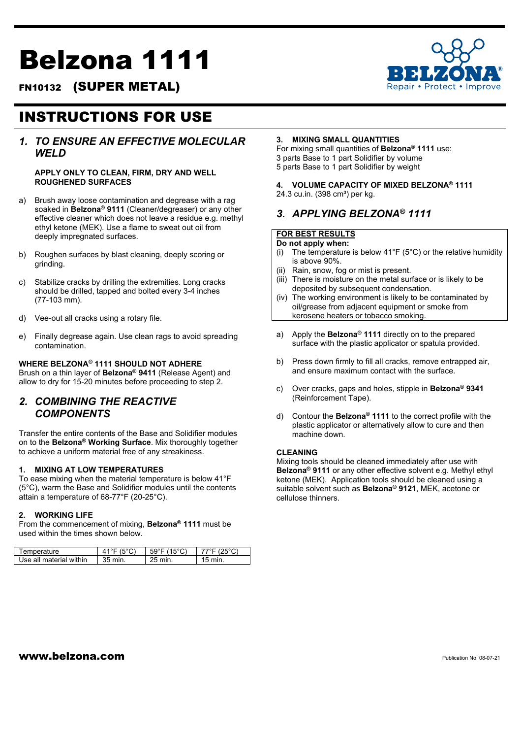# Belzona 1111

**FN10132 (SUPER METAL)**

# INSTRUCTIONS FOR USE

## *1. TO ENSURE AN EFFECTIVE MOLECULAR WELD*

**APPLY ONLY TO CLEAN, FIRM, DRY AND WELL ROUGHENED SURFACES**

a) Brush away loose contamination and degrease with a rag soaked in **Belzona® 9111** (Cleaner/degreaser) or any other effective cleaner which does not leave a residue e.g. methyl ethyl ketone (MEK). Use a flame to sweat out oil from deeply impregnated surfaces.

b) Roughen surfaces by blast cleaning, deeply scoring or grinding.

c) Stabilize cracks by drilling the extremities. Long cracks should be drilled, tapped and bolted every 3-4 inches (77-103 mm).

d) Vee-out all cracks using a rotary file.

e) Finally degrease again. Use clean rags to avoid spreading contamination.

**WHERE BELZONA® 1111 SHOULD NOT ADHERE**
Brush on a thin layer of **Belzona® 9411** (Release Agent) and allow to dry for 15-20 minutes before proceeding to step 2.

## *2. COMBINING THE REACTIVE COMPONENTS*

Transfer the entire contents of the Base and Solidifier modules on to the **Belzona® Working Surface**. Mix thoroughly together to achieve a uniform material free of any streakiness.

**1. MIXING AT LOW TEMPERATURES**
To ease mixing when the material temperature is below 41°F (5°C), warm the Base and Solidifier modules until the contents attain a temperature of 68-77°F (20-25°C).

**2. WORKING LIFE**
From the commencement of mixing, **Belzona® 1111** must be used within the times shown below.

| Temperature | 41°F (5°C) | 59°F (15°C) | 77°F (25°C) |
|---|---|---|---|
| Use all material within | 35 min. | 25 min. | 15 min. |

**3. MIXING SMALL QUANTITIES**
For mixing small quantities of **Belzona® 1111** use:
3 parts Base to 1 part Solidifier by volume
5 parts Base to 1 part Solidifier by weight

**4. VOLUME CAPACITY OF MIXED BELZONA® 1111**
24.3 cu.in. (398 cm³) per kg.

## *3. APPLYING BELZONA® 1111*

**FOR BEST RESULTS**
**Do not apply when:**
(i) The temperature is below 41°F (5°C) or the relative humidity is above 90%.
(ii) Rain, snow, fog or mist is present.
(iii) There is moisture on the metal surface or is likely to be deposited by subsequent condensation.
(iv) The working environment is likely to be contaminated by oil/grease from adjacent equipment or smoke from kerosene heaters or tobacco smoking.

a) Apply the **Belzona® 1111** directly on to the prepared surface with the plastic applicator or spatula provided.

b) Press down firmly to fill all cracks, remove entrapped air, and ensure maximum contact with the surface.

c) Over cracks, gaps and holes, stipple in **Belzona® 9341** (Reinforcement Tape).

d) Contour the **Belzona® 1111** to the correct profile with the plastic applicator or alternatively allow to cure and then machine down.

**CLEANING**
Mixing tools should be cleaned immediately after use with **Belzona® 9111** or any other effective solvent e.g. Methyl ethyl ketone (MEK). Application tools should be cleaned using a suitable solvent such as **Belzona® 9121**, MEK, acetone or cellulose thinners.

**www.belzona.com**

Publication No. 08-07-21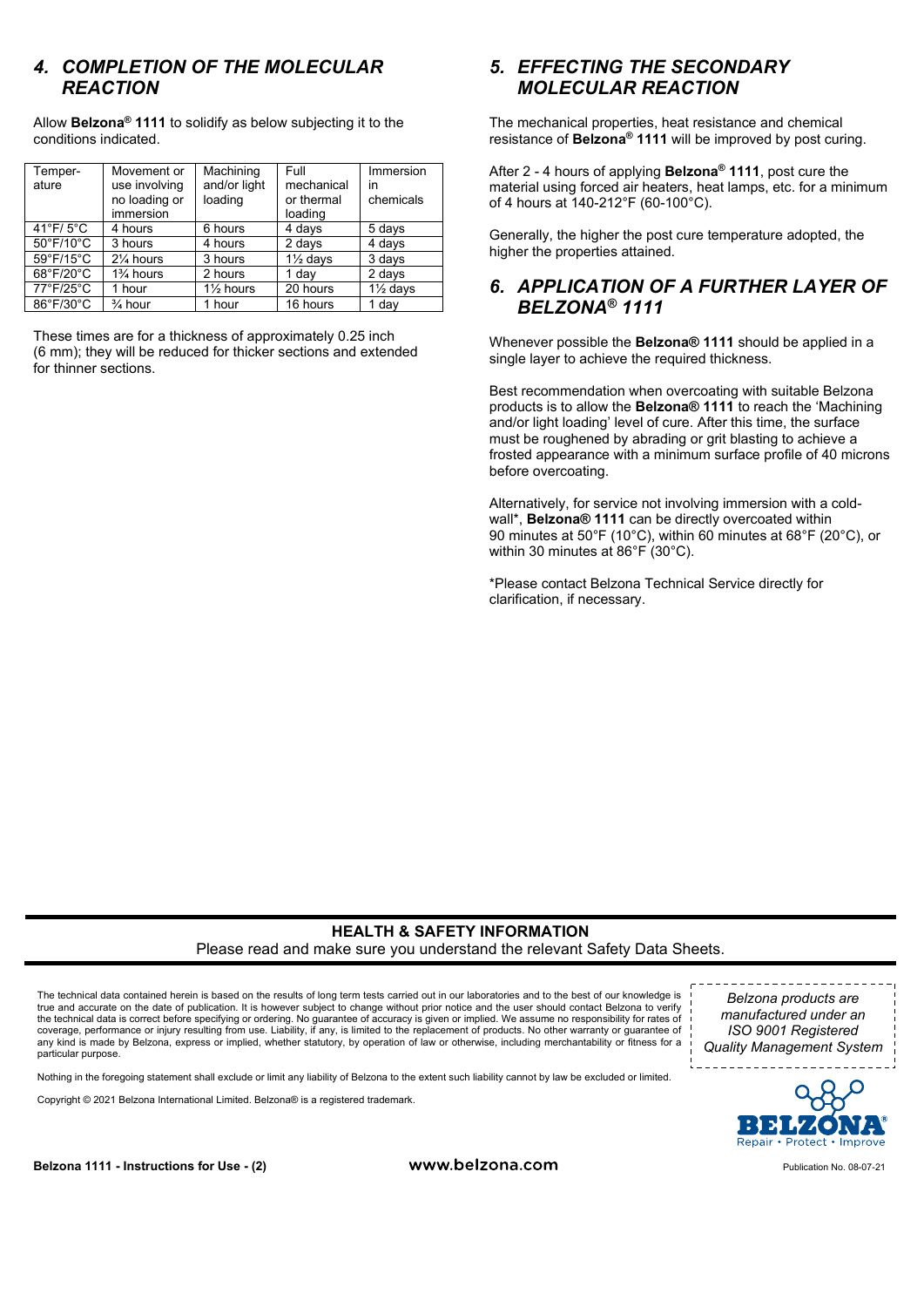## *4. COMPLETION OF THE MOLECULAR REACTION*

Allow **Belzona® 1111** to solidify as below subjecting it to the conditions indicated.

| Temper-ature | Movement or use involving no loading or immersion | Machining and/or light loading | Full mechanical or thermal loading | Immersion in chemicals |
|---|---|---|---|---|
| 41°F/ 5°C | 4 hours | 6 hours | 4 days | 5 days |
| 50°F/10°C | 3 hours | 4 hours | 2 days | 4 days |
| 59°F/15°C | 2¼ hours | 3 hours | 1½ days | 3 days |
| 68°F/20°C | 1¾ hours | 2 hours | 1 day | 2 days |
| 77°F/25°C | 1 hour | 1½ hours | 20 hours | 1½ days |
| 86°F/30°C | ¾ hour | 1 hour | 16 hours | 1 day |

These times are for a thickness of approximately 0.25 inch (6 mm); they will be reduced for thicker sections and extended for thinner sections.

## *5. EFFECTING THE SECONDARY MOLECULAR REACTION*

The mechanical properties, heat resistance and chemical resistance of **Belzona® 1111** will be improved by post curing.

After 2 - 4 hours of applying **Belzona® 1111**, post cure the material using forced air heaters, heat lamps, etc. for a minimum of 4 hours at 140-212°F (60-100°C).

Generally, the higher the post cure temperature adopted, the higher the properties attained.

## *6. APPLICATION OF A FURTHER LAYER OF BELZONA® 1111*

Whenever possible the **Belzona® 1111** should be applied in a single layer to achieve the required thickness.

Best recommendation when overcoating with suitable Belzona products is to allow the **Belzona® 1111** to reach the 'Machining and/or light loading' level of cure. After this time, the surface must be roughened by abrading or grit blasting to achieve a frosted appearance with a minimum surface profile of 40 microns before overcoating.

Alternatively, for service not involving immersion with a cold-wall*, **Belzona® 1111** can be directly overcoated within 90 minutes at 50°F (10°C), within 60 minutes at 68°F (20°C), or within 30 minutes at 86°F (30°C).

*Please contact Belzona Technical Service directly for clarification, if necessary.

**HEALTH & SAFETY INFORMATION**

Please read and make sure you understand the relevant Safety Data Sheets.

The technical data contained herein is based on the results of long term tests carried out in our laboratories and to the best of our knowledge is true and accurate on the date of publication. It is however subject to change without prior notice and the user should contact Belzona to verify the technical data is correct before specifying or ordering. No guarantee of accuracy is given or implied. We assume no responsibility for rates of coverage, performance or injury resulting from use. Liability, if any, is limited to the replacement of products. No other warranty or guarantee of any kind is made by Belzona, express or implied, whether statutory, by operation of law or otherwise, including merchantability or fitness for a particular purpose.

Nothing in the foregoing statement shall exclude or limit any liability of Belzona to the extent such liability cannot by law be excluded or limited.

Copyright © 2021 Belzona International Limited. Belzona® is a registered trademark.

*Belzona products are manufactured under an ISO 9001 Registered Quality Management System*

BELZONA® Repair • Protect • Improve

**Belzona 1111 - Instructions for Use - (2)** www.belzona.com Publication No. 08-07-21